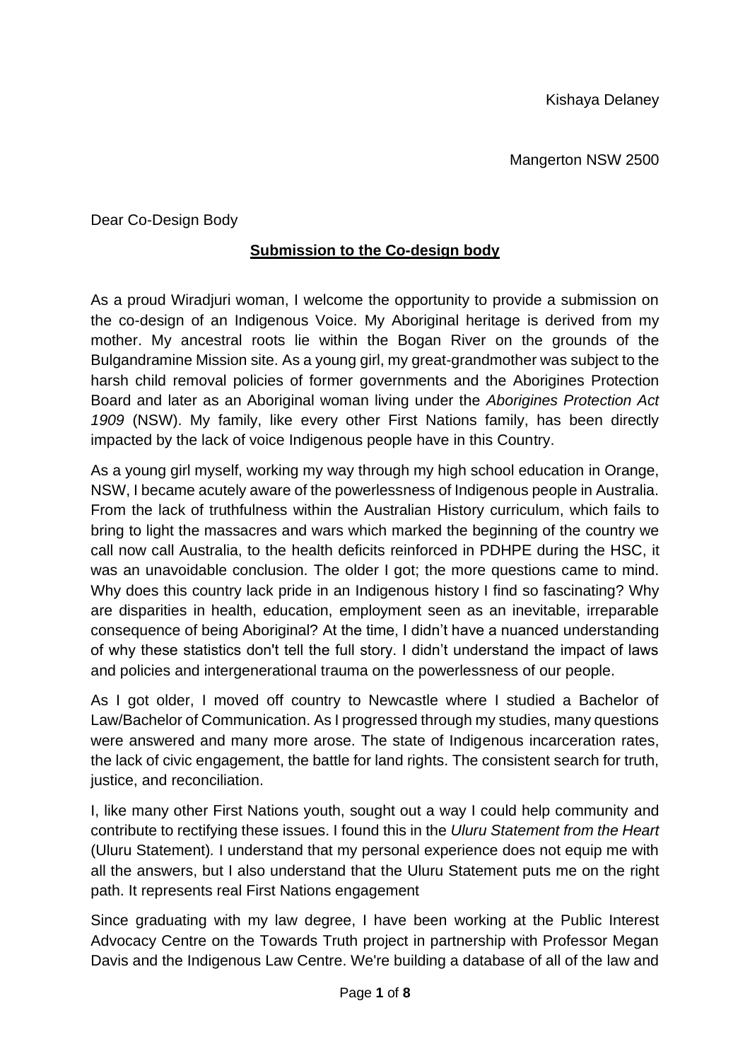Kishaya Delaney

Mangerton NSW 2500

Dear Co-Design Body

**Submission to the Co-design body**

As a proud Wiradjuri woman, I welcome the opportunity to provide a submission on the co-design of an Indigenous Voice. My Aboriginal heritage is derived from my mother. My ancestral roots lie within the Bogan River on the grounds of the Bulgandramine Mission site. As a young girl, my great-grandmother was subject to the harsh child removal policies of former governments and the Aborigines Protection Board and later as an Aboriginal woman living under the *Aborigines Protection Act 1909* (NSW). My family, like every other First Nations family, has been directly impacted by the lack of voice Indigenous people have in this Country.

As a young girl myself, working my way through my high school education in Orange, NSW, I became acutely aware of the powerlessness of Indigenous people in Australia. From the lack of truthfulness within the Australian History curriculum, which fails to bring to light the massacres and wars which marked the beginning of the country we call now call Australia, to the health deficits reinforced in PDHPE during the HSC, it was an unavoidable conclusion. The older I got; the more questions came to mind. Why does this country lack pride in an Indigenous history I find so fascinating? Why are disparities in health, education, employment seen as an inevitable, irreparable consequence of being Aboriginal? At the time, I didn't have a nuanced understanding of why these statistics don't tell the full story. I didn't understand the impact of laws and policies and intergenerational trauma on the powerlessness of our people.

As I got older, I moved off country to Newcastle where I studied a Bachelor of Law/Bachelor of Communication. As I progressed through my studies, many questions were answered and many more arose. The state of Indigenous incarceration rates, the lack of civic engagement, the battle for land rights. The consistent search for truth, justice, and reconciliation.

I, like many other First Nations youth, sought out a way I could help community and contribute to rectifying these issues. I found this in the *Uluru Statement from the Heart* (Uluru Statement). I understand that my personal experience does not equip me with all the answers, but I also understand that the Uluru Statement puts me on the right path. It represents real First Nations engagement

Since graduating with my law degree, I have been working at the Public Interest Advocacy Centre on the Towards Truth project in partnership with Professor Megan Davis and the Indigenous Law Centre. We're building a database of all of the law and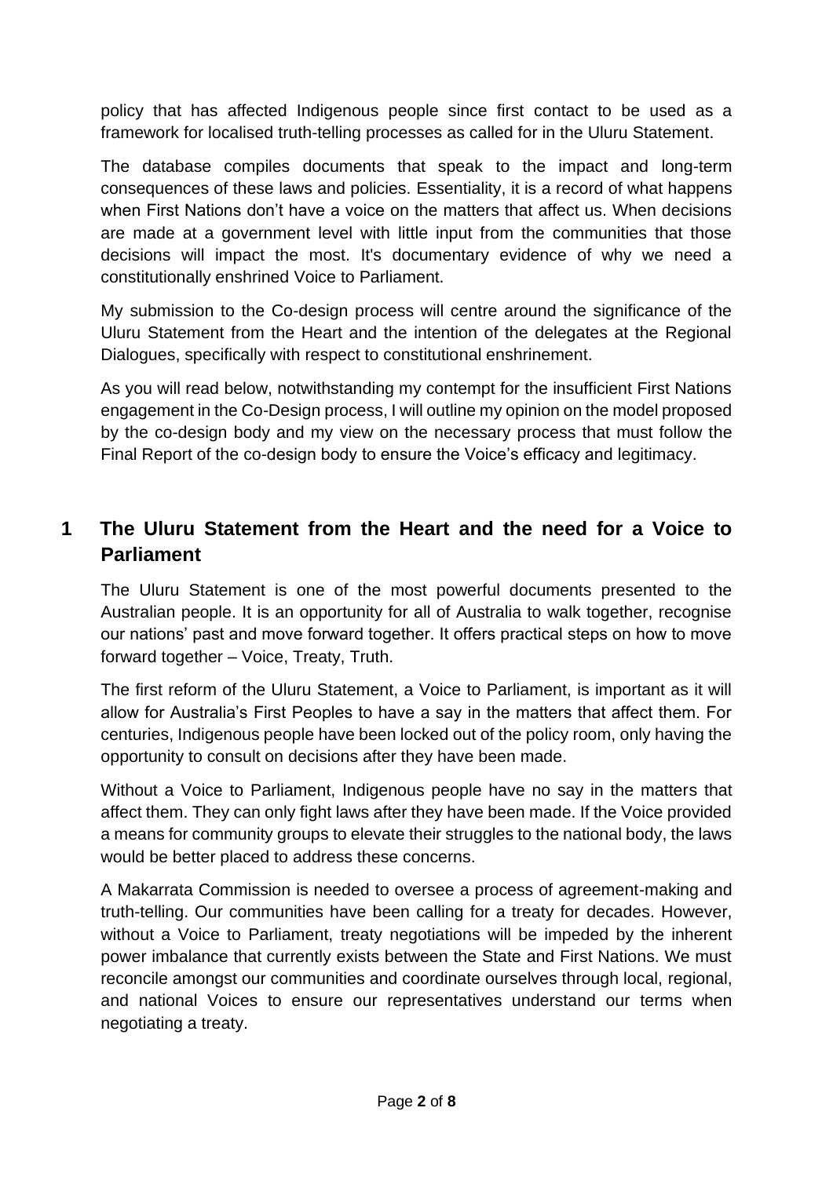policy that has affected Indigenous people since first contact to be used as a framework for localised truth-telling processes as called for in the Uluru Statement.

The database compiles documents that speak to the impact and long-term consequences of these laws and policies. Essentiality, it is a record of what happens when First Nations don't have a voice on the matters that affect us. When decisions are made at a government level with little input from the communities that those decisions will impact the most. It's documentary evidence of why we need a constitutionally enshrined Voice to Parliament.

My submission to the Co-design process will centre around the significance of the Uluru Statement from the Heart and the intention of the delegates at the Regional Dialogues, specifically with respect to constitutional enshrinement.

As you will read below, notwithstanding my contempt for the insufficient First Nations engagement in the Co-Design process, I will outline my opinion on the model proposed by the co-design body and my view on the necessary process that must follow the Final Report of the co-design body to ensure the Voice's efficacy and legitimacy.

## 1 The Uluru Statement from the Heart and the need for a Voice to Parliament

The Uluru Statement is one of the most powerful documents presented to the Australian people. It is an opportunity for all of Australia to walk together, recognise our nations' past and move forward together. It offers practical steps on how to move forward together – Voice, Treaty, Truth.

The first reform of the Uluru Statement, a Voice to Parliament, is important as it will allow for Australia's First Peoples to have a say in the matters that affect them. For centuries, Indigenous people have been locked out of the policy room, only having the opportunity to consult on decisions after they have been made.

Without a Voice to Parliament, Indigenous people have no say in the matters that affect them. They can only fight laws after they have been made. If the Voice provided a means for community groups to elevate their struggles to the national body, the laws would be better placed to address these concerns.

A Makarrata Commission is needed to oversee a process of agreement-making and truth-telling. Our communities have been calling for a treaty for decades. However, without a Voice to Parliament, treaty negotiations will be impeded by the inherent power imbalance that currently exists between the State and First Nations. We must reconcile amongst our communities and coordinate ourselves through local, regional, and national Voices to ensure our representatives understand our terms when negotiating a treaty.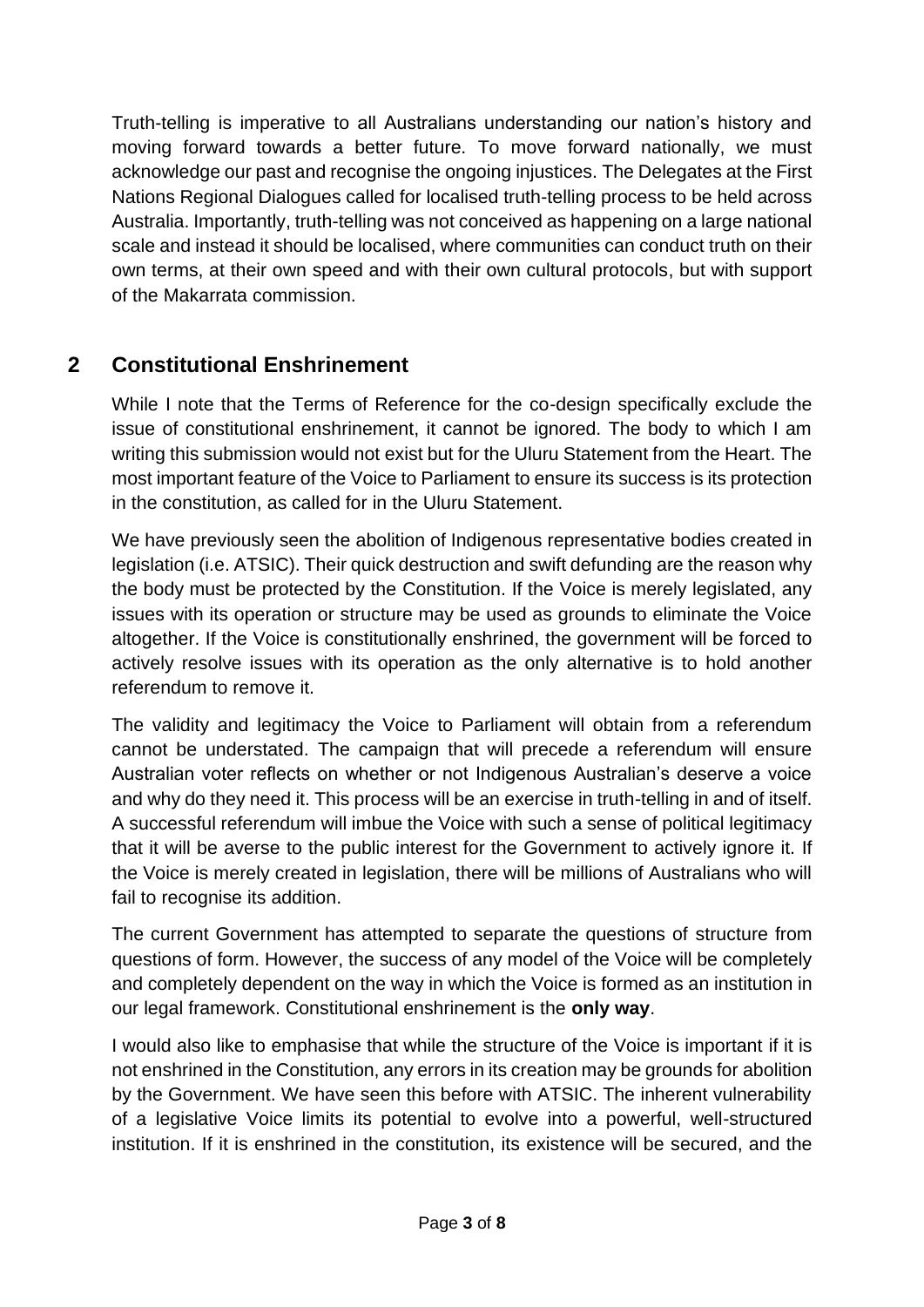Truth-telling is imperative to all Australians understanding our nation's history and moving forward towards a better future. To move forward nationally, we must acknowledge our past and recognise the ongoing injustices. The Delegates at the First Nations Regional Dialogues called for localised truth-telling process to be held across Australia. Importantly, truth-telling was not conceived as happening on a large national scale and instead it should be localised, where communities can conduct truth on their own terms, at their own speed and with their own cultural protocols, but with support of the Makarrata commission.

## 2 Constitutional Enshrinement

While I note that the Terms of Reference for the co-design specifically exclude the issue of constitutional enshrinement, it cannot be ignored. The body to which I am writing this submission would not exist but for the Uluru Statement from the Heart. The most important feature of the Voice to Parliament to ensure its success is its protection in the constitution, as called for in the Uluru Statement.

We have previously seen the abolition of Indigenous representative bodies created in legislation (i.e. ATSIC). Their quick destruction and swift defunding are the reason why the body must be protected by the Constitution. If the Voice is merely legislated, any issues with its operation or structure may be used as grounds to eliminate the Voice altogether. If the Voice is constitutionally enshrined, the government will be forced to actively resolve issues with its operation as the only alternative is to hold another referendum to remove it.

The validity and legitimacy the Voice to Parliament will obtain from a referendum cannot be understated. The campaign that will precede a referendum will ensure Australian voter reflects on whether or not Indigenous Australian's deserve a voice and why do they need it. This process will be an exercise in truth-telling in and of itself. A successful referendum will imbue the Voice with such a sense of political legitimacy that it will be averse to the public interest for the Government to actively ignore it. If the Voice is merely created in legislation, there will be millions of Australians who will fail to recognise its addition.

The current Government has attempted to separate the questions of structure from questions of form. However, the success of any model of the Voice will be completely and completely dependent on the way in which the Voice is formed as an institution in our legal framework. Constitutional enshrinement is the **only way**.

I would also like to emphasise that while the structure of the Voice is important if it is not enshrined in the Constitution, any errors in its creation may be grounds for abolition by the Government. We have seen this before with ATSIC. The inherent vulnerability of a legislative Voice limits its potential to evolve into a powerful, well-structured institution. If it is enshrined in the constitution, its existence will be secured, and the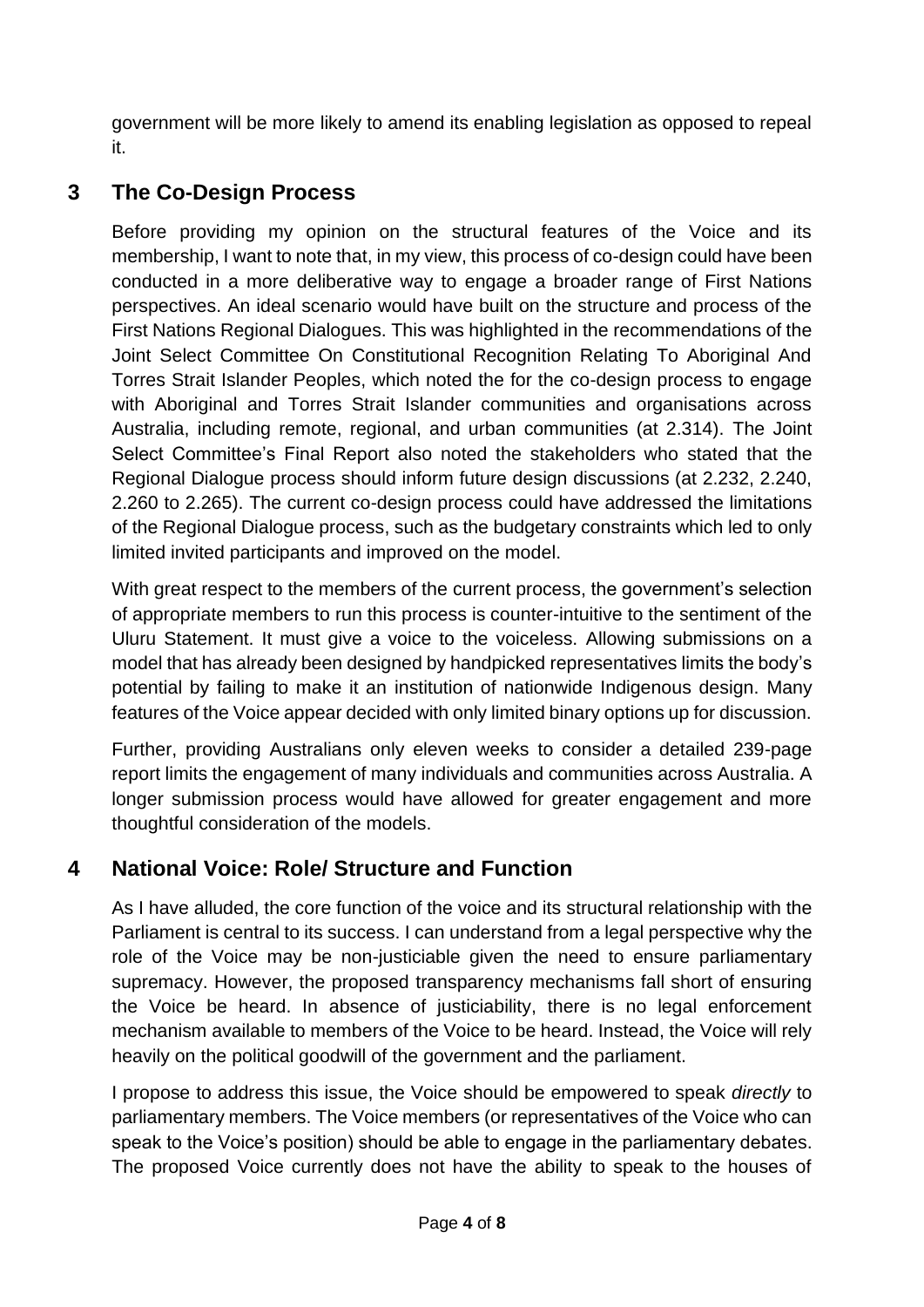government will be more likely to amend its enabling legislation as opposed to repeal it.

## 3 The Co-Design Process

Before providing my opinion on the structural features of the Voice and its membership, I want to note that, in my view, this process of co-design could have been conducted in a more deliberative way to engage a broader range of First Nations perspectives. An ideal scenario would have built on the structure and process of the First Nations Regional Dialogues. This was highlighted in the recommendations of the Joint Select Committee On Constitutional Recognition Relating To Aboriginal And Torres Strait Islander Peoples, which noted the for the co-design process to engage with Aboriginal and Torres Strait Islander communities and organisations across Australia, including remote, regional, and urban communities (at 2.314). The Joint Select Committee's Final Report also noted the stakeholders who stated that the Regional Dialogue process should inform future design discussions (at 2.232, 2.240, 2.260 to 2.265). The current co-design process could have addressed the limitations of the Regional Dialogue process, such as the budgetary constraints which led to only limited invited participants and improved on the model.

With great respect to the members of the current process, the government's selection of appropriate members to run this process is counter-intuitive to the sentiment of the Uluru Statement. It must give a voice to the voiceless. Allowing submissions on a model that has already been designed by handpicked representatives limits the body's potential by failing to make it an institution of nationwide Indigenous design. Many features of the Voice appear decided with only limited binary options up for discussion.

Further, providing Australians only eleven weeks to consider a detailed 239-page report limits the engagement of many individuals and communities across Australia. A longer submission process would have allowed for greater engagement and more thoughtful consideration of the models.

## 4 National Voice: Role/ Structure and Function

As I have alluded, the core function of the voice and its structural relationship with the Parliament is central to its success. I can understand from a legal perspective why the role of the Voice may be non-justiciable given the need to ensure parliamentary supremacy. However, the proposed transparency mechanisms fall short of ensuring the Voice be heard. In absence of justiciability, there is no legal enforcement mechanism available to members of the Voice to be heard. Instead, the Voice will rely heavily on the political goodwill of the government and the parliament.

I propose to address this issue, the Voice should be empowered to speak *directly* to parliamentary members. The Voice members (or representatives of the Voice who can speak to the Voice's position) should be able to engage in the parliamentary debates. The proposed Voice currently does not have the ability to speak to the houses of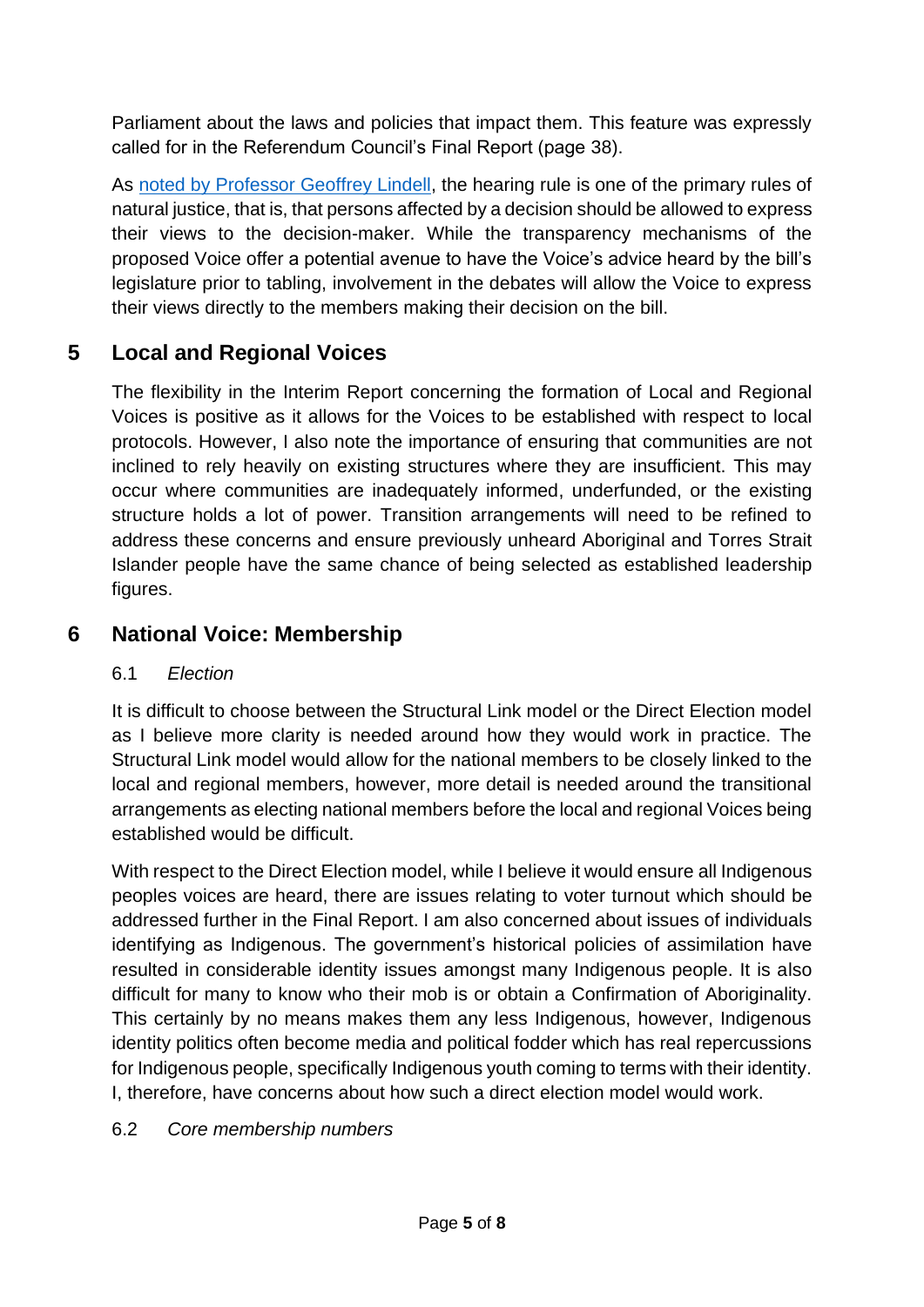Parliament about the laws and policies that impact them. This feature was expressly called for in the Referendum Council's Final Report (page 38).

As noted by Professor Geoffrey Lindell, the hearing rule is one of the primary rules of natural justice, that is, that persons affected by a decision should be allowed to express their views to the decision-maker. While the transparency mechanisms of the proposed Voice offer a potential avenue to have the Voice's advice heard by the bill's legislature prior to tabling, involvement in the debates will allow the Voice to express their views directly to the members making their decision on the bill.

## 5 Local and Regional Voices

The flexibility in the Interim Report concerning the formation of Local and Regional Voices is positive as it allows for the Voices to be established with respect to local protocols. However, I also note the importance of ensuring that communities are not inclined to rely heavily on existing structures where they are insufficient. This may occur where communities are inadequately informed, underfunded, or the existing structure holds a lot of power. Transition arrangements will need to be refined to address these concerns and ensure previously unheard Aboriginal and Torres Strait Islander people have the same chance of being selected as established leadership figures.

## 6 National Voice: Membership

### 6.1 *Election*

It is difficult to choose between the Structural Link model or the Direct Election model as I believe more clarity is needed around how they would work in practice. The Structural Link model would allow for the national members to be closely linked to the local and regional members, however, more detail is needed around the transitional arrangements as electing national members before the local and regional Voices being established would be difficult.

With respect to the Direct Election model, while I believe it would ensure all Indigenous peoples voices are heard, there are issues relating to voter turnout which should be addressed further in the Final Report. I am also concerned about issues of individuals identifying as Indigenous. The government's historical policies of assimilation have resulted in considerable identity issues amongst many Indigenous people. It is also difficult for many to know who their mob is or obtain a Confirmation of Aboriginality. This certainly by no means makes them any less Indigenous, however, Indigenous identity politics often become media and political fodder which has real repercussions for Indigenous people, specifically Indigenous youth coming to terms with their identity. I, therefore, have concerns about how such a direct election model would work.

### 6.2 *Core membership numbers*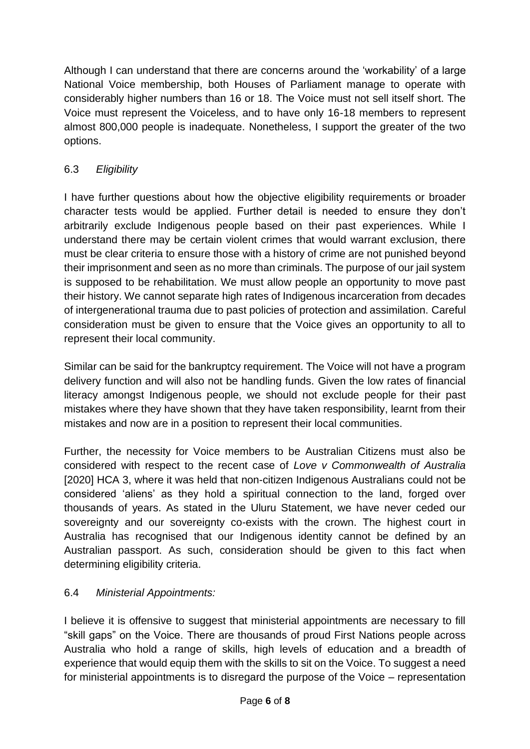Although I can understand that there are concerns around the 'workability' of a large National Voice membership, both Houses of Parliament manage to operate with considerably higher numbers than 16 or 18. The Voice must not sell itself short. The Voice must represent the Voiceless, and to have only 16-18 members to represent almost 800,000 people is inadequate. Nonetheless, I support the greater of the two options.

### 6.3 *Eligibility*

I have further questions about how the objective eligibility requirements or broader character tests would be applied. Further detail is needed to ensure they don't arbitrarily exclude Indigenous people based on their past experiences. While I understand there may be certain violent crimes that would warrant exclusion, there must be clear criteria to ensure those with a history of crime are not punished beyond their imprisonment and seen as no more than criminals. The purpose of our jail system is supposed to be rehabilitation. We must allow people an opportunity to move past their history. We cannot separate high rates of Indigenous incarceration from decades of intergenerational trauma due to past policies of protection and assimilation. Careful consideration must be given to ensure that the Voice gives an opportunity to all to represent their local community.

Similar can be said for the bankruptcy requirement. The Voice will not have a program delivery function and will also not be handling funds. Given the low rates of financial literacy amongst Indigenous people, we should not exclude people for their past mistakes where they have shown that they have taken responsibility, learnt from their mistakes and now are in a position to represent their local communities.

Further, the necessity for Voice members to be Australian Citizens must also be considered with respect to the recent case of *Love v Commonwealth of Australia* [2020] HCA 3, where it was held that non-citizen Indigenous Australians could not be considered 'aliens' as they hold a spiritual connection to the land, forged over thousands of years. As stated in the Uluru Statement, we have never ceded our sovereignty and our sovereignty co-exists with the crown. The highest court in Australia has recognised that our Indigenous identity cannot be defined by an Australian passport. As such, consideration should be given to this fact when determining eligibility criteria.

### 6.4 *Ministerial Appointments:*

I believe it is offensive to suggest that ministerial appointments are necessary to fill "skill gaps" on the Voice. There are thousands of proud First Nations people across Australia who hold a range of skills, high levels of education and a breadth of experience that would equip them with the skills to sit on the Voice. To suggest a need for ministerial appointments is to disregard the purpose of the Voice – representation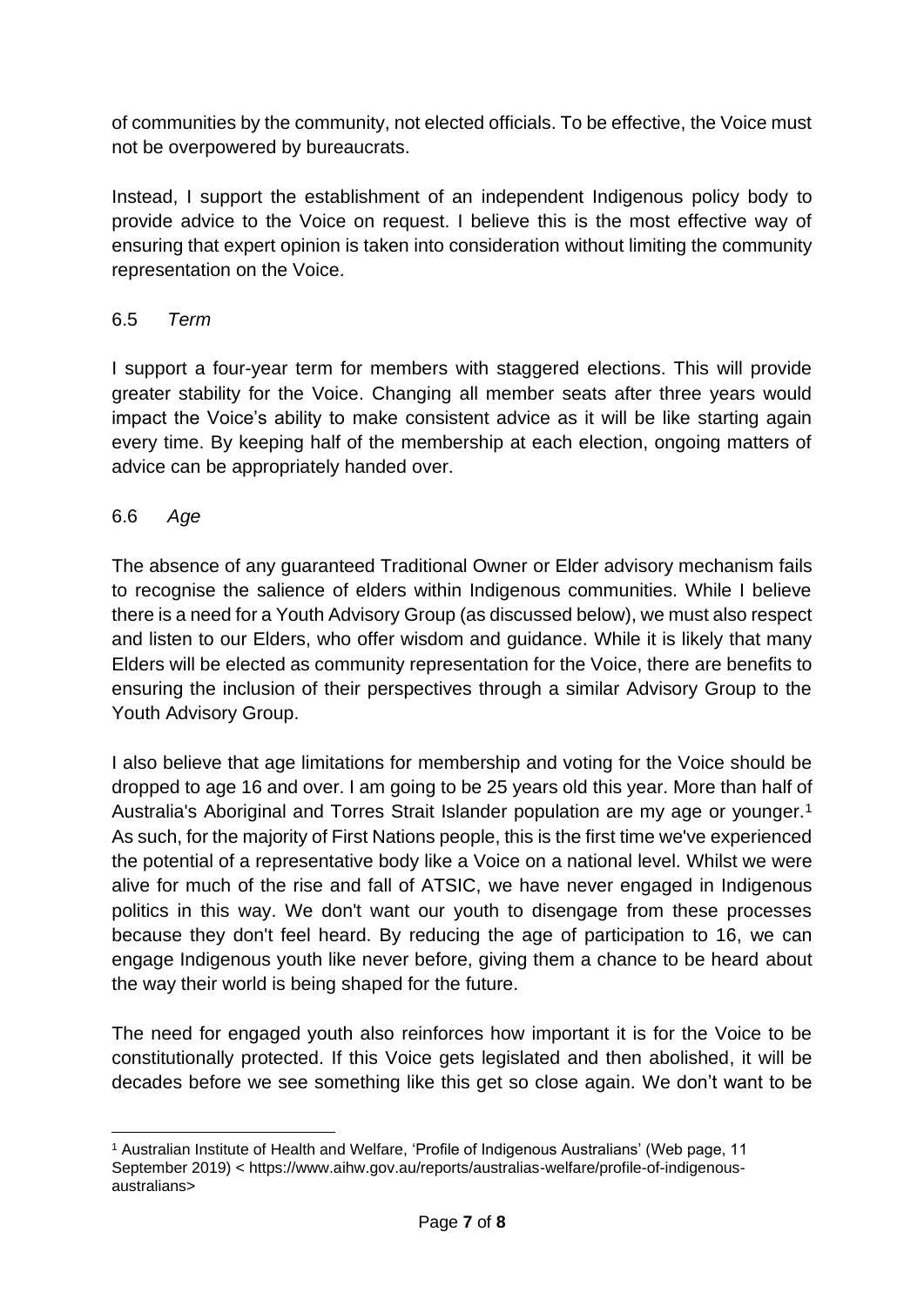of communities by the community, not elected officials. To be effective, the Voice must not be overpowered by bureaucrats.

Instead, I support the establishment of an independent Indigenous policy body to provide advice to the Voice on request. I believe this is the most effective way of ensuring that expert opinion is taken into consideration without limiting the community representation on the Voice.

### 6.5 *Term*

I support a four-year term for members with staggered elections. This will provide greater stability for the Voice. Changing all member seats after three years would impact the Voice's ability to make consistent advice as it will be like starting again every time. By keeping half of the membership at each election, ongoing matters of advice can be appropriately handed over.

### 6.6 *Age*

The absence of any guaranteed Traditional Owner or Elder advisory mechanism fails to recognise the salience of elders within Indigenous communities. While I believe there is a need for a Youth Advisory Group (as discussed below), we must also respect and listen to our Elders, who offer wisdom and guidance. While it is likely that many Elders will be elected as community representation for the Voice, there are benefits to ensuring the inclusion of their perspectives through a similar Advisory Group to the Youth Advisory Group.

I also believe that age limitations for membership and voting for the Voice should be dropped to age 16 and over. I am going to be 25 years old this year. More than half of Australia's Aboriginal and Torres Strait Islander population are my age or younger.[1] As such, for the majority of First Nations people, this is the first time we've experienced the potential of a representative body like a Voice on a national level. Whilst we were alive for much of the rise and fall of ATSIC, we have never engaged in Indigenous politics in this way. We don't want our youth to disengage from these processes because they don't feel heard. By reducing the age of participation to 16, we can engage Indigenous youth like never before, giving them a chance to be heard about the way their world is being shaped for the future.

The need for engaged youth also reinforces how important it is for the Voice to be constitutionally protected. If this Voice gets legislated and then abolished, it will be decades before we see something like this get so close again. We don't want to be

---

[1] Australian Institute of Health and Welfare, 'Profile of Indigenous Australians' (Web page, 11 September 2019) < https://www.aihw.gov.au/reports/australias-welfare/profile-of-indigenous-australians>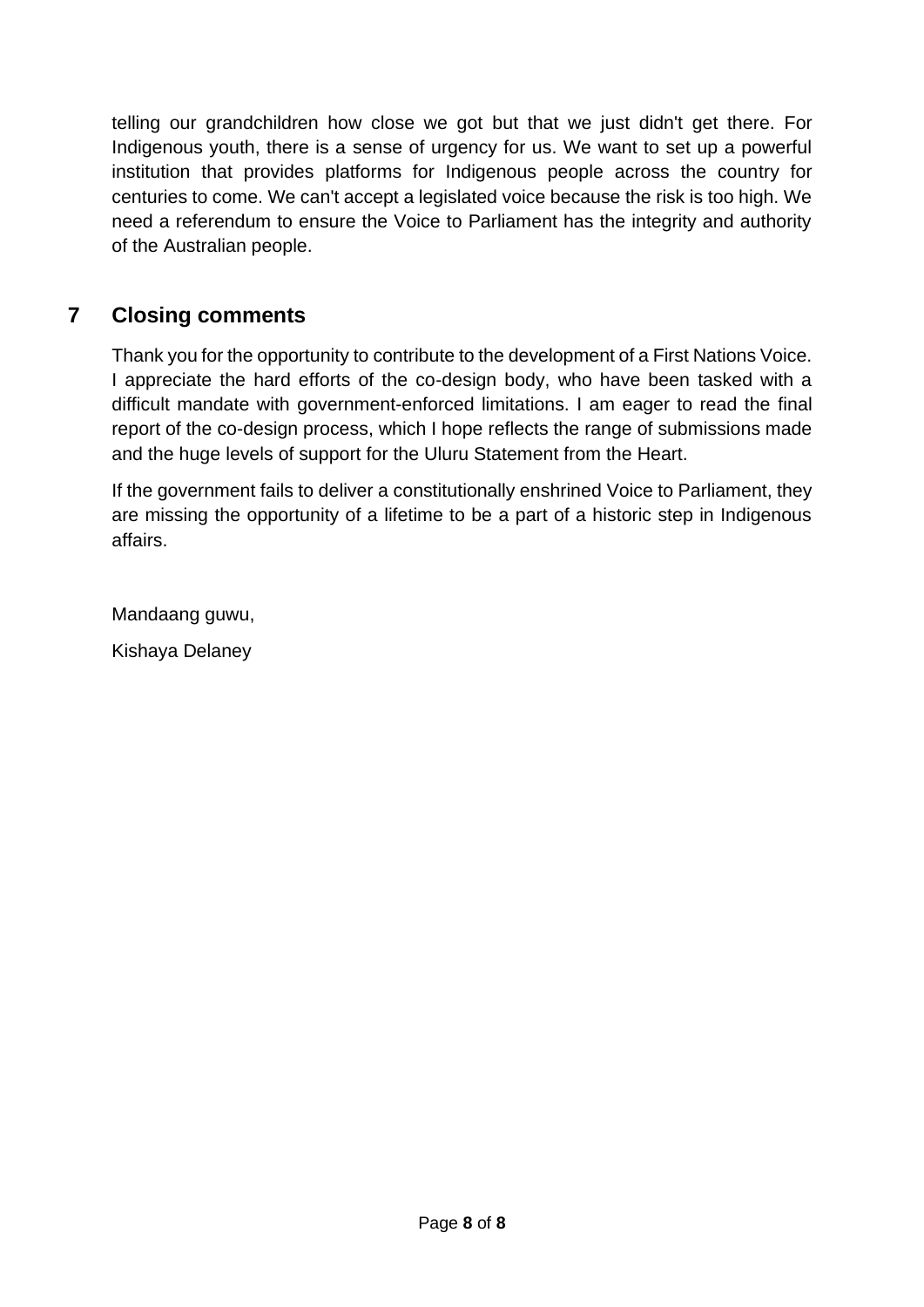telling our grandchildren how close we got but that we just didn't get there. For Indigenous youth, there is a sense of urgency for us. We want to set up a powerful institution that provides platforms for Indigenous people across the country for centuries to come. We can't accept a legislated voice because the risk is too high. We need a referendum to ensure the Voice to Parliament has the integrity and authority of the Australian people.

## 7 Closing comments

Thank you for the opportunity to contribute to the development of a First Nations Voice. I appreciate the hard efforts of the co-design body, who have been tasked with a difficult mandate with government-enforced limitations. I am eager to read the final report of the co-design process, which I hope reflects the range of submissions made and the huge levels of support for the Uluru Statement from the Heart.

If the government fails to deliver a constitutionally enshrined Voice to Parliament, they are missing the opportunity of a lifetime to be a part of a historic step in Indigenous affairs.

Mandaang guwu,

Kishaya Delaney